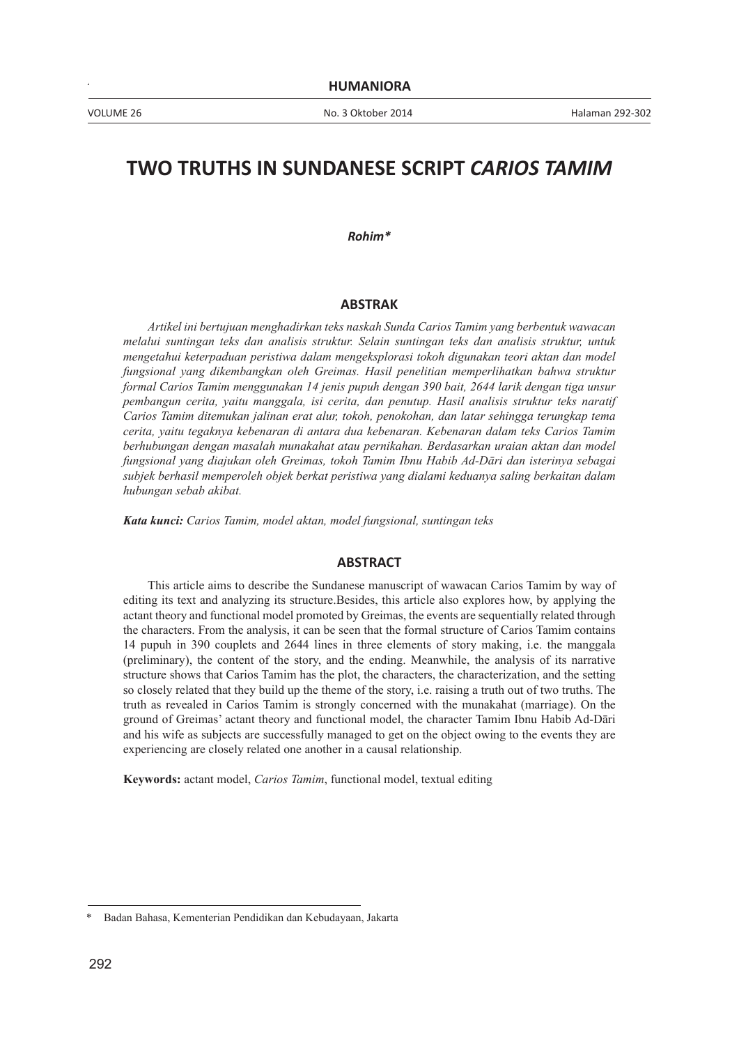# TWO TRUTHS IN SUNDANESE SCRIPT *CARIOS TAMIM*

***Rohim\****

## ABSTRAK

*Artikel ini bertujuan menghadirkan teks naskah Sunda Carios Tamim yang berbentuk wawacan melalui suntingan teks dan analisis struktur. Selain suntingan teks dan analisis struktur, untuk mengetahui keterpaduan peristiwa dalam mengeksplorasi tokoh digunakan teori aktan dan model fungsional yang dikembangkan oleh Greimas. Hasil penelitian memperlihatkan bahwa struktur formal Carios Tamim menggunakan 14 jenis pupuh dengan 390 bait, 2644 larik dengan tiga unsur pembangun cerita, yaitu manggala, isi cerita, dan penutup. Hasil analisis struktur teks naratif Carios Tamim ditemukan jalinan erat alur, tokoh, penokohan, dan latar sehingga terungkap tema cerita, yaitu tegaknya kebenaran di antara dua kebenaran. Kebenaran dalam teks Carios Tamim berhubungan dengan masalah munakahat atau pernikahan. Berdasarkan uraian aktan dan model fungsional yang diajukan oleh Greimas, tokoh Tamim Ibnu Habib Ad-Dāri dan isterinya sebagai subjek berhasil memperoleh objek berkat peristiwa yang dialami keduanya saling berkaitan dalam hubungan sebab akibat.*

***Kata kunci:*** *Carios Tamim, model aktan, model fungsional, suntingan teks*

## ABSTRACT

This article aims to describe the Sundanese manuscript of wawacan Carios Tamim by way of editing its text and analyzing its structure.Besides, this article also explores how, by applying the actant theory and functional model promoted by Greimas, the events are sequentially related through the characters. From the analysis, it can be seen that the formal structure of Carios Tamim contains 14 pupuh in 390 couplets and 2644 lines in three elements of story making, i.e. the manggala (preliminary), the content of the story, and the ending. Meanwhile, the analysis of its narrative structure shows that Carios Tamim has the plot, the characters, the characterization, and the setting so closely related that they build up the theme of the story, i.e. raising a truth out of two truths. The truth as revealed in Carios Tamim is strongly concerned with the munakahat (marriage). On the ground of Greimas' actant theory and functional model, the character Tamim Ibnu Habib Ad-Dāri and his wife as subjects are successfully managed to get on the object owing to the events they are experiencing are closely related one another in a causal relationship.

**Keywords:** actant model, *Carios Tamim*, functional model, textual editing

---

\* Badan Bahasa, Kementerian Pendidikan dan Kebudayaan, Jakarta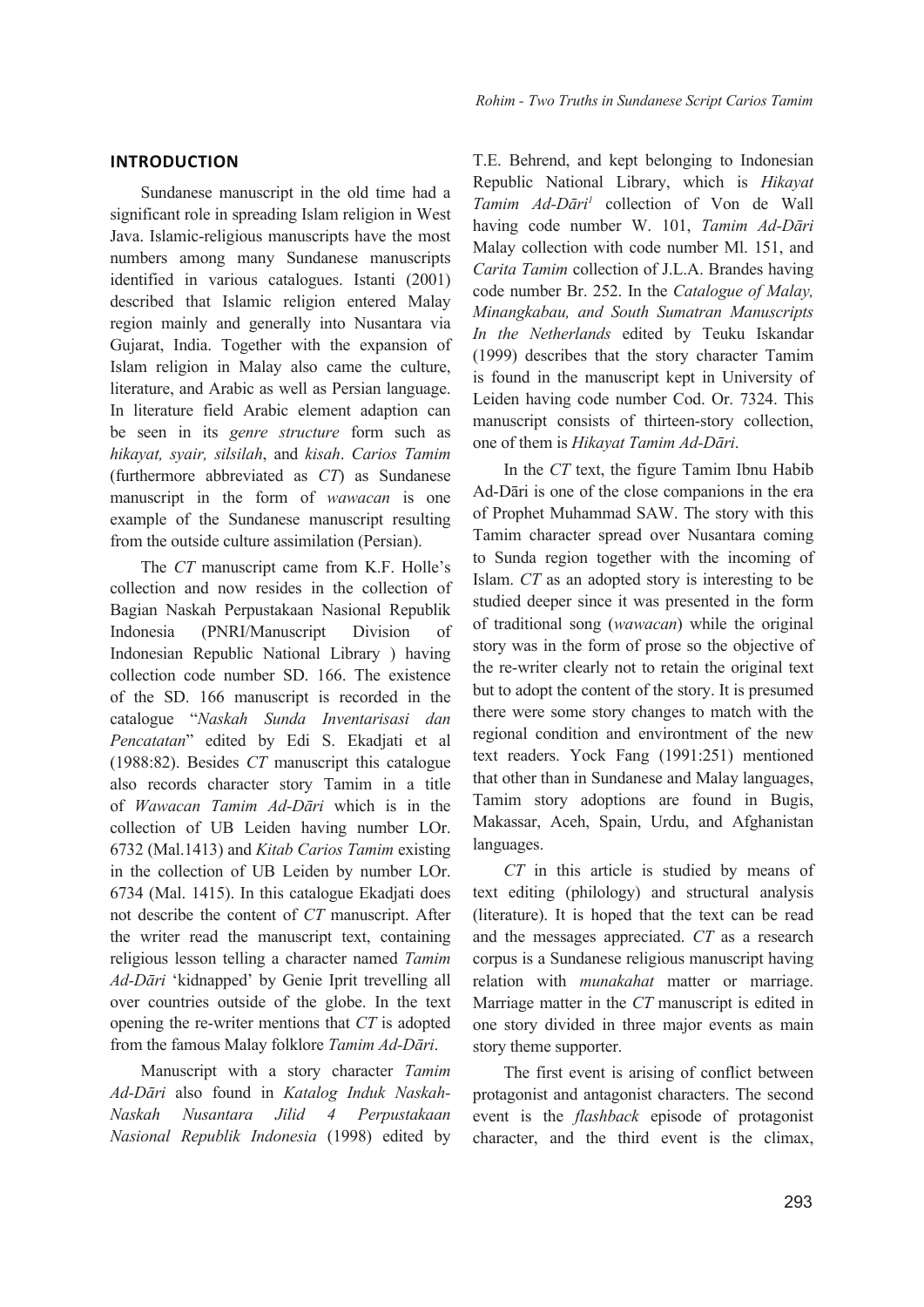## INTRODUCTION

Sundanese manuscript in the old time had a significant role in spreading Islam religion in West Java. Islamic-religious manuscripts have the most numbers among many Sundanese manuscripts identified in various catalogues. Istanti (2001) described that Islamic religion entered Malay region mainly and generally into Nusantara via Gujarat, India. Together with the expansion of Islam religion in Malay also came the culture, literature, and Arabic as well as Persian language. In literature field Arabic element adaption can be seen in its *genre structure* form such as *hikayat, syair, silsilah*, and *kisah*. *Carios Tamim* (furthermore abbreviated as *CT*) as Sundanese manuscript in the form of *wawacan* is one example of the Sundanese manuscript resulting from the outside culture assimilation (Persian).

The *CT* manuscript came from K.F. Holle's collection and now resides in the collection of Bagian Naskah Perpustakaan Nasional Republik Indonesia (PNRI/Manuscript Division of Indonesian Republic National Library ) having collection code number SD. 166. The existence of the SD. 166 manuscript is recorded in the catalogue "*Naskah Sunda Inventarisasi dan Pencatatan*" edited by Edi S. Ekadjati et al (1988:82). Besides *CT* manuscript this catalogue also records character story Tamim in a title of *Wawacan Tamim Ad-Dāri* which is in the collection of UB Leiden having number LOr. 6732 (Mal.1413) and *Kitab Carios Tamim* existing in the collection of UB Leiden by number LOr. 6734 (Mal. 1415). In this catalogue Ekadjati does not describe the content of *CT* manuscript. After the writer read the manuscript text, containing religious lesson telling a character named *Tamim Ad-Dāri* 'kidnapped' by Genie Iprit trevelling all over countries outside of the globe. In the text opening the re-writer mentions that *CT* is adopted from the famous Malay folklore *Tamim Ad-Dāri*.

Manuscript with a story character *Tamim Ad-Dāri* also found in *Katalog Induk Naskah-Naskah Nusantara Jilid 4 Perpustakaan Nasional Republik Indonesia* (1998) edited by T.E. Behrend, and kept belonging to Indonesian Republic National Library, which is *Hikayat Tamim Ad-Dāri*[1] collection of Von de Wall having code number W. 101, *Tamim Ad-Dāri* Malay collection with code number Ml. 151, and *Carita Tamim* collection of J.L.A. Brandes having code number Br. 252. In the *Catalogue of Malay, Minangkabau, and South Sumatran Manuscripts In the Netherlands* edited by Teuku Iskandar (1999) describes that the story character Tamim is found in the manuscript kept in University of Leiden having code number Cod. Or. 7324. This manuscript consists of thirteen-story collection, one of them is *Hikayat Tamim Ad-Dāri*.

In the *CT* text, the figure Tamim Ibnu Habib Ad-Dāri is one of the close companions in the era of Prophet Muhammad SAW. The story with this Tamim character spread over Nusantara coming to Sunda region together with the incoming of Islam. *CT* as an adopted story is interesting to be studied deeper since it was presented in the form of traditional song (*wawacan*) while the original story was in the form of prose so the objective of the re-writer clearly not to retain the original text but to adopt the content of the story. It is presumed there were some story changes to match with the regional condition and environtment of the new text readers. Yock Fang (1991:251) mentioned that other than in Sundanese and Malay languages, Tamim story adoptions are found in Bugis, Makassar, Aceh, Spain, Urdu, and Afghanistan languages.

*CT* in this article is studied by means of text editing (philology) and structural analysis (literature). It is hoped that the text can be read and the messages appreciated. *CT* as a research corpus is a Sundanese religious manuscript having relation with *munakahat* matter or marriage. Marriage matter in the *CT* manuscript is edited in one story divided in three major events as main story theme supporter.

The first event is arising of conflict between protagonist and antagonist characters. The second event is the *flashback* episode of protagonist character, and the third event is the climax,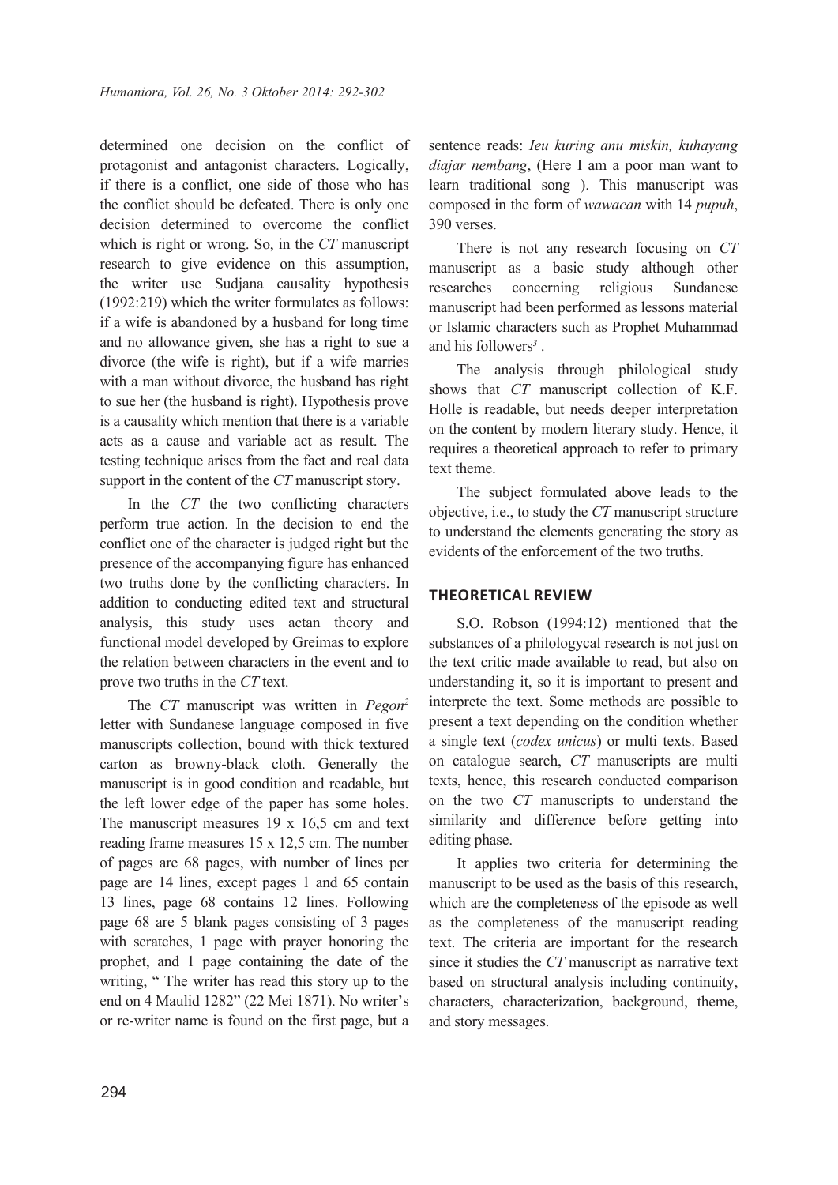determined one decision on the conflict of protagonist and antagonist characters. Logically, if there is a conflict, one side of those who has the conflict should be defeated. There is only one decision determined to overcome the conflict which is right or wrong. So, in the *CT* manuscript research to give evidence on this assumption, the writer use Sudjana causality hypothesis (1992:219) which the writer formulates as follows: if a wife is abandoned by a husband for long time and no allowance given, she has a right to sue a divorce (the wife is right), but if a wife marries with a man without divorce, the husband has right to sue her (the husband is right). Hypothesis prove is a causality which mention that there is a variable acts as a cause and variable act as result. The testing technique arises from the fact and real data support in the content of the *CT* manuscript story.

In the *CT* the two conflicting characters perform true action. In the decision to end the conflict one of the character is judged right but the presence of the accompanying figure has enhanced two truths done by the conflicting characters. In addition to conducting edited text and structural analysis, this study uses actan theory and functional model developed by Greimas to explore the relation between characters in the event and to prove two truths in the *CT* text.

The *CT* manuscript was written in *Pegon*[2] letter with Sundanese language composed in five manuscripts collection, bound with thick textured carton as browny-black cloth. Generally the manuscript is in good condition and readable, but the left lower edge of the paper has some holes. The manuscript measures 19 x 16,5 cm and text reading frame measures 15 x 12,5 cm. The number of pages are 68 pages, with number of lines per page are 14 lines, except pages 1 and 65 contain 13 lines, page 68 contains 12 lines. Following page 68 are 5 blank pages consisting of 3 pages with scratches, 1 page with prayer honoring the prophet, and 1 page containing the date of the writing, " The writer has read this story up to the end on 4 Maulid 1282" (22 Mei 1871). No writer's or re-writer name is found on the first page, but a sentence reads: *Ieu kuring anu miskin, kuhayang diajar nembang*, (Here I am a poor man want to learn traditional song ). This manuscript was composed in the form of *wawacan* with 14 *pupuh*, 390 verses.

There is not any research focusing on *CT* manuscript as a basic study although other researches concerning religious Sundanese manuscript had been performed as lessons material or Islamic characters such as Prophet Muhammad and his followers[3] .

The analysis through philological study shows that *CT* manuscript collection of K.F. Holle is readable, but needs deeper interpretation on the content by modern literary study. Hence, it requires a theoretical approach to refer to primary text theme.

The subject formulated above leads to the objective, i.e., to study the *CT* manuscript structure to understand the elements generating the story as evidents of the enforcement of the two truths.

## THEORETICAL REVIEW

S.O. Robson (1994:12) mentioned that the substances of a philologycal research is not just on the text critic made available to read, but also on understanding it, so it is important to present and interprete the text. Some methods are possible to present a text depending on the condition whether a single text (*codex unicus*) or multi texts. Based on catalogue search, *CT* manuscripts are multi texts, hence, this research conducted comparison on the two *CT* manuscripts to understand the similarity and difference before getting into editing phase.

It applies two criteria for determining the manuscript to be used as the basis of this research, which are the completeness of the episode as well as the completeness of the manuscript reading text. The criteria are important for the research since it studies the *CT* manuscript as narrative text based on structural analysis including continuity, characters, characterization, background, theme, and story messages.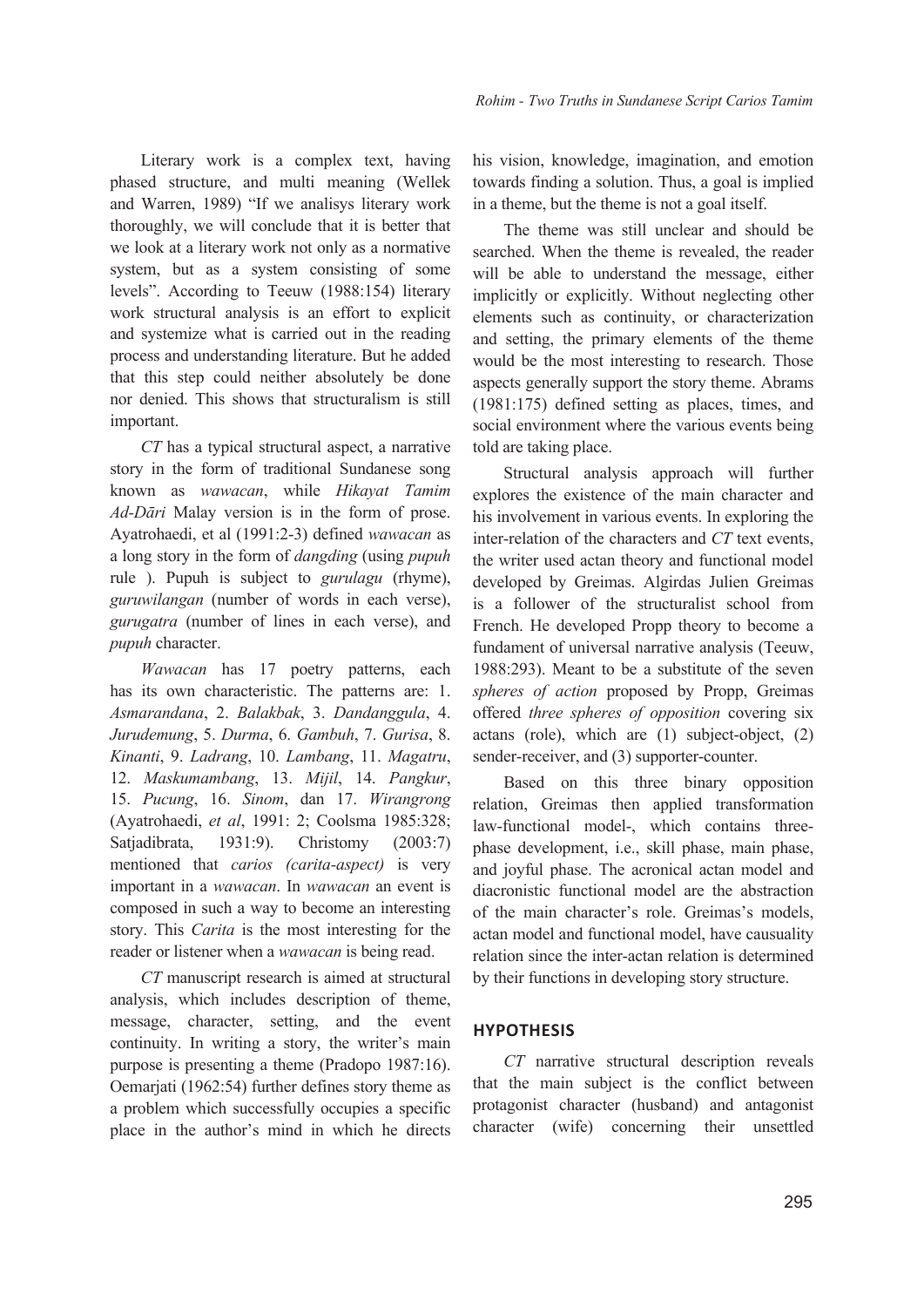Literary work is a complex text, having phased structure, and multi meaning (Wellek and Warren, 1989) "If we analisys literary work thoroughly, we will conclude that it is better that we look at a literary work not only as a normative system, but as a system consisting of some levels". According to Teeuw (1988:154) literary work structural analysis is an effort to explicit and systemize what is carried out in the reading process and understanding literature. But he added that this step could neither absolutely be done nor denied. This shows that structuralism is still important.

*CT* has a typical structural aspect, a narrative story in the form of traditional Sundanese song known as *wawacan*, while *Hikayat Tamim Ad-Dāri* Malay version is in the form of prose. Ayatrohaedi, et al (1991:2-3) defined *wawacan* as a long story in the form of *dangding* (using *pupuh* rule ). Pupuh is subject to *gurulagu* (rhyme), *guruwilangan* (number of words in each verse), *gurugatra* (number of lines in each verse), and *pupuh* character.

*Wawacan* has 17 poetry patterns, each has its own characteristic. The patterns are: 1. *Asmarandana*, 2. *Balakbak*, 3. *Dandanggula*, 4. *Jurudemung*, 5. *Durma*, 6. *Gambuh*, 7. *Gurisa*, 8. *Kinanti*, 9. *Ladrang*, 10. *Lambang*, 11. *Magatru*, 12. *Maskumambang*, 13. *Mijil*, 14. *Pangkur*, 15. *Pucung*, 16. *Sinom*, dan 17. *Wirangrong* (Ayatrohaedi, *et al*, 1991: 2; Coolsma 1985:328; Satjadibrata, 1931:9). Christomy (2003:7) mentioned that *carios (carita-aspect)* is very important in a *wawacan*. In *wawacan* an event is composed in such a way to become an interesting story. This *Carita* is the most interesting for the reader or listener when a *wawacan* is being read.

*CT* manuscript research is aimed at structural analysis, which includes description of theme, message, character, setting, and the event continuity. In writing a story, the writer's main purpose is presenting a theme (Pradopo 1987:16). Oemarjati (1962:54) further defines story theme as a problem which successfully occupies a specific place in the author's mind in which he directs his vision, knowledge, imagination, and emotion towards finding a solution. Thus, a goal is implied in a theme, but the theme is not a goal itself.

The theme was still unclear and should be searched. When the theme is revealed, the reader will be able to understand the message, either implicitly or explicitly. Without neglecting other elements such as continuity, or characterization and setting, the primary elements of the theme would be the most interesting to research. Those aspects generally support the story theme. Abrams (1981:175) defined setting as places, times, and social environment where the various events being told are taking place.

Structural analysis approach will further explores the existence of the main character and his involvement in various events. In exploring the inter-relation of the characters and *CT* text events, the writer used actan theory and functional model developed by Greimas. Algirdas Julien Greimas is a follower of the structuralist school from French. He developed Propp theory to become a fundament of universal narrative analysis (Teeuw, 1988:293). Meant to be a substitute of the seven *spheres of action* proposed by Propp, Greimas offered *three spheres of opposition* covering six actans (role), which are (1) subject-object, (2) sender-receiver, and (3) supporter-counter.

Based on this three binary opposition relation, Greimas then applied transformation law-functional model-, which contains three-phase development, i.e., skill phase, main phase, and joyful phase. The acronical actan model and diacronistic functional model are the abstraction of the main character's role. Greimas's models, actan model and functional model, have causuality relation since the inter-actan relation is determined by their functions in developing story structure.

## HYPOTHESIS

*CT* narrative structural description reveals that the main subject is the conflict between protagonist character (husband) and antagonist character (wife) concerning their unsettled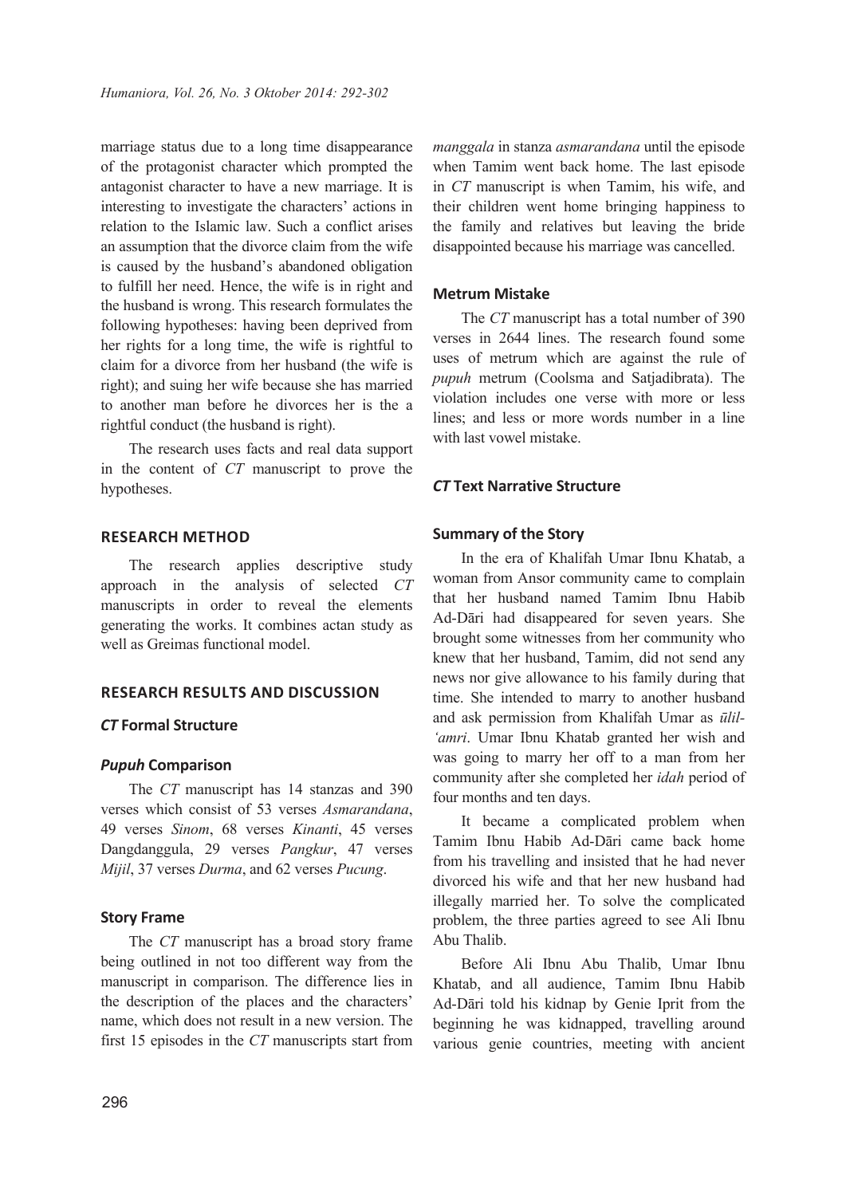marriage status due to a long time disappearance of the protagonist character which prompted the antagonist character to have a new marriage. It is interesting to investigate the characters' actions in relation to the Islamic law. Such a conflict arises an assumption that the divorce claim from the wife is caused by the husband's abandoned obligation to fulfill her need. Hence, the wife is in right and the husband is wrong. This research formulates the following hypotheses: having been deprived from her rights for a long time, the wife is rightful to claim for a divorce from her husband (the wife is right); and suing her wife because she has married to another man before he divorces her is the a rightful conduct (the husband is right).

The research uses facts and real data support in the content of *CT* manuscript to prove the hypotheses.

## RESEARCH METHOD

The research applies descriptive study approach in the analysis of selected *CT* manuscripts in order to reveal the elements generating the works. It combines actan study as well as Greimas functional model.

## RESEARCH RESULTS AND DISCUSSION

### *CT* Formal Structure

#### *Pupuh* Comparison

The *CT* manuscript has 14 stanzas and 390 verses which consist of 53 verses *Asmarandana*, 49 verses *Sinom*, 68 verses *Kinanti*, 45 verses Dangdanggula, 29 verses *Pangkur*, 47 verses *Mijil*, 37 verses *Durma*, and 62 verses *Pucung*.

#### Story Frame

The *CT* manuscript has a broad story frame being outlined in not too different way from the manuscript in comparison. The difference lies in the description of the places and the characters' name, which does not result in a new version. The first 15 episodes in the *CT* manuscripts start from *manggala* in stanza *asmarandana* until the episode when Tamim went back home. The last episode in *CT* manuscript is when Tamim, his wife, and their children went home bringing happiness to the family and relatives but leaving the bride disappointed because his marriage was cancelled.

#### Metrum Mistake

The *CT* manuscript has a total number of 390 verses in 2644 lines. The research found some uses of metrum which are against the rule of *pupuh* metrum (Coolsma and Satjadibrata). The violation includes one verse with more or less lines; and less or more words number in a line with last vowel mistake.

### *CT* Text Narrative Structure

#### Summary of the Story

In the era of Khalifah Umar Ibnu Khatab, a woman from Ansor community came to complain that her husband named Tamim Ibnu Habib Ad-Dāri had disappeared for seven years. She brought some witnesses from her community who knew that her husband, Tamim, did not send any news nor give allowance to his family during that time. She intended to marry to another husband and ask permission from Khalifah Umar as *ūlil-'amri*. Umar Ibnu Khatab granted her wish and was going to marry her off to a man from her community after she completed her *idah* period of four months and ten days.

It became a complicated problem when Tamim Ibnu Habib Ad-Dāri came back home from his travelling and insisted that he had never divorced his wife and that her new husband had illegally married her. To solve the complicated problem, the three parties agreed to see Ali Ibnu Abu Thalib.

Before Ali Ibnu Abu Thalib, Umar Ibnu Khatab, and all audience, Tamim Ibnu Habib Ad-Dāri told his kidnap by Genie Iprit from the beginning he was kidnapped, travelling around various genie countries, meeting with ancient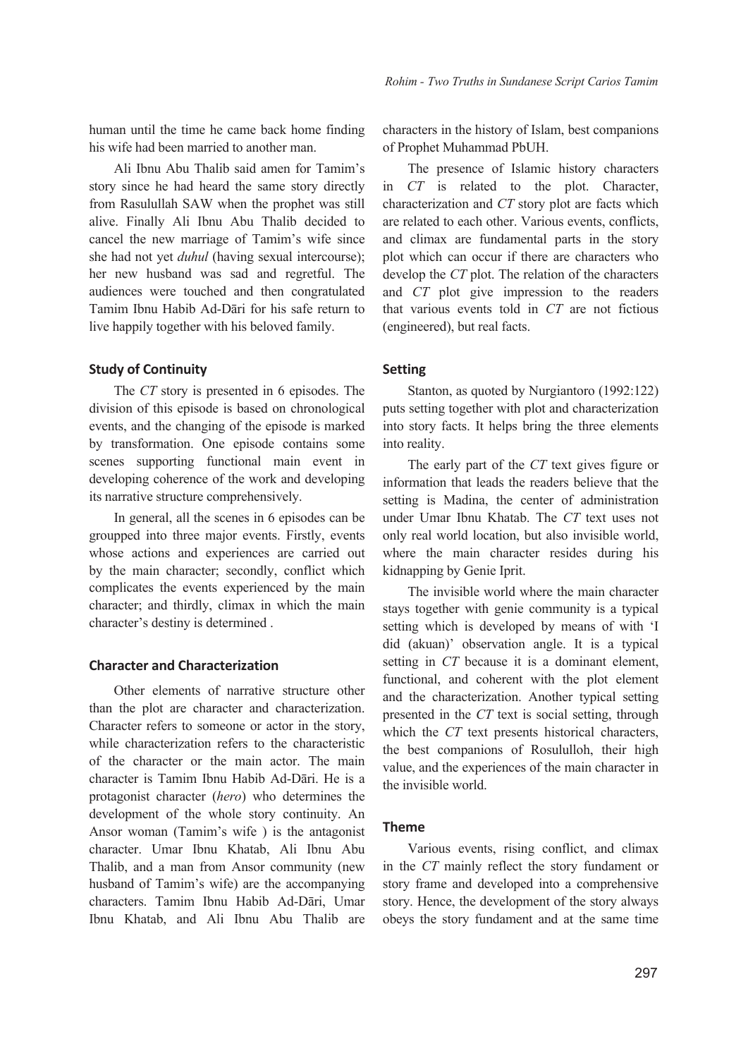human until the time he came back home finding his wife had been married to another man.

Ali Ibnu Abu Thalib said amen for Tamim's story since he had heard the same story directly from Rasulullah SAW when the prophet was still alive. Finally Ali Ibnu Abu Thalib decided to cancel the new marriage of Tamim's wife since she had not yet *duhul* (having sexual intercourse); her new husband was sad and regretful. The audiences were touched and then congratulated Tamim Ibnu Habib Ad-Dāri for his safe return to live happily together with his beloved family.

### Study of Continuity

The *CT* story is presented in 6 episodes. The division of this episode is based on chronological events, and the changing of the episode is marked by transformation. One episode contains some scenes supporting functional main event in developing coherence of the work and developing its narrative structure comprehensively.

In general, all the scenes in 6 episodes can be groupped into three major events. Firstly, events whose actions and experiences are carried out by the main character; secondly, conflict which complicates the events experienced by the main character; and thirdly, climax in which the main character's destiny is determined .

### Character and Characterization

Other elements of narrative structure other than the plot are character and characterization. Character refers to someone or actor in the story, while characterization refers to the characteristic of the character or the main actor. The main character is Tamim Ibnu Habib Ad-Dāri. He is a protagonist character (*hero*) who determines the development of the whole story continuity. An Ansor woman (Tamim's wife ) is the antagonist character. Umar Ibnu Khatab, Ali Ibnu Abu Thalib, and a man from Ansor community (new husband of Tamim's wife) are the accompanying characters. Tamim Ibnu Habib Ad-Dāri, Umar Ibnu Khatab, and Ali Ibnu Abu Thalib are characters in the history of Islam, best companions of Prophet Muhammad PbUH.

The presence of Islamic history characters in *CT* is related to the plot. Character, characterization and *CT* story plot are facts which are related to each other. Various events, conflicts, and climax are fundamental parts in the story plot which can occur if there are characters who develop the *CT* plot. The relation of the characters and *CT* plot give impression to the readers that various events told in *CT* are not fictious (engineered), but real facts.

### Setting

Stanton, as quoted by Nurgiantoro (1992:122) puts setting together with plot and characterization into story facts. It helps bring the three elements into reality.

The early part of the *CT* text gives figure or information that leads the readers believe that the setting is Madina, the center of administration under Umar Ibnu Khatab. The *CT* text uses not only real world location, but also invisible world, where the main character resides during his kidnapping by Genie Iprit.

The invisible world where the main character stays together with genie community is a typical setting which is developed by means of with 'I did (akuan)' observation angle. It is a typical setting in *CT* because it is a dominant element, functional, and coherent with the plot element and the characterization. Another typical setting presented in the *CT* text is social setting, through which the *CT* text presents historical characters, the best companions of Rosululloh, their high value, and the experiences of the main character in the invisible world.

### Theme

Various events, rising conflict, and climax in the *CT* mainly reflect the story fundament or story frame and developed into a comprehensive story. Hence, the development of the story always obeys the story fundament and at the same time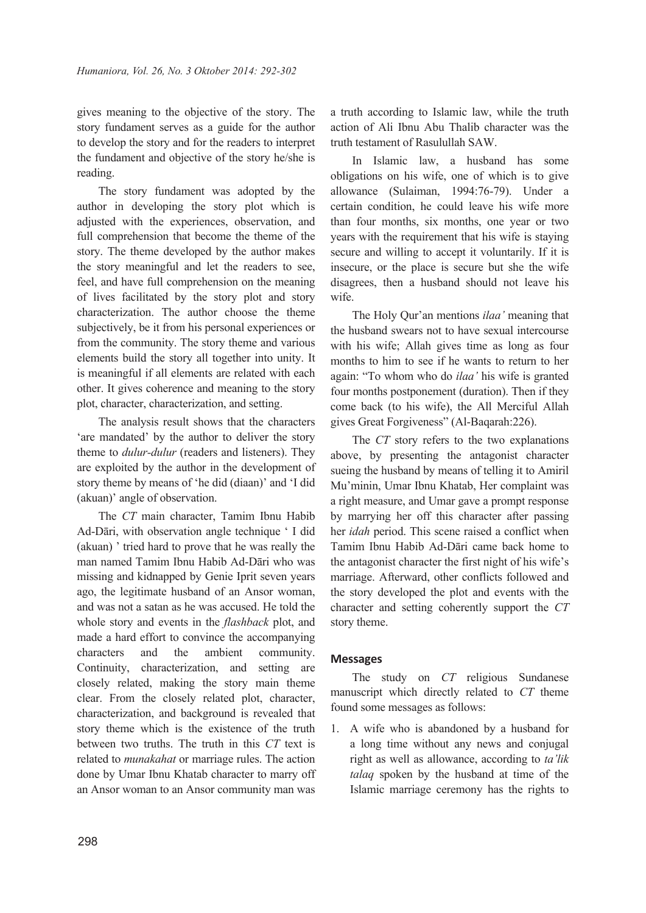gives meaning to the objective of the story. The story fundament serves as a guide for the author to develop the story and for the readers to interpret the fundament and objective of the story he/she is reading.

The story fundament was adopted by the author in developing the story plot which is adjusted with the experiences, observation, and full comprehension that become the theme of the story. The theme developed by the author makes the story meaningful and let the readers to see, feel, and have full comprehension on the meaning of lives facilitated by the story plot and story characterization. The author choose the theme subjectively, be it from his personal experiences or from the community. The story theme and various elements build the story all together into unity. It is meaningful if all elements are related with each other. It gives coherence and meaning to the story plot, character, characterization, and setting.

The analysis result shows that the characters 'are mandated' by the author to deliver the story theme to *dulur-dulur* (readers and listeners). They are exploited by the author in the development of story theme by means of 'he did (diaan)' and 'I did (akuan)' angle of observation.

The *CT* main character, Tamim Ibnu Habib Ad-Dāri, with observation angle technique ' I did (akuan) ' tried hard to prove that he was really the man named Tamim Ibnu Habib Ad-Dāri who was missing and kidnapped by Genie Iprit seven years ago, the legitimate husband of an Ansor woman, and was not a satan as he was accused. He told the whole story and events in the *flashback* plot, and made a hard effort to convince the accompanying characters and the ambient community. Continuity, characterization, and setting are closely related, making the story main theme clear. From the closely related plot, character, characterization, and background is revealed that story theme which is the existence of the truth between two truths. The truth in this *CT* text is related to *munakahat* or marriage rules. The action done by Umar Ibnu Khatab character to marry off an Ansor woman to an Ansor community man was a truth according to Islamic law, while the truth action of Ali Ibnu Abu Thalib character was the truth testament of Rasulullah SAW.

In Islamic law, a husband has some obligations on his wife, one of which is to give allowance (Sulaiman, 1994:76-79). Under a certain condition, he could leave his wife more than four months, six months, one year or two years with the requirement that his wife is staying secure and willing to accept it voluntarily. If it is insecure, or the place is secure but she the wife disagrees, then a husband should not leave his wife.

The Holy Qur'an mentions *ilaa'* meaning that the husband swears not to have sexual intercourse with his wife; Allah gives time as long as four months to him to see if he wants to return to her again: "To whom who do *ilaa'* his wife is granted four months postponement (duration). Then if they come back (to his wife), the All Merciful Allah gives Great Forgiveness" (Al-Baqarah:226).

The *CT* story refers to the two explanations above, by presenting the antagonist character sueing the husband by means of telling it to Amiril Mu'minin, Umar Ibnu Khatab, Her complaint was a right measure, and Umar gave a prompt response by marrying her off this character after passing her *idah* period. This scene raised a conflict when Tamim Ibnu Habib Ad-Dāri came back home to the antagonist character the first night of his wife's marriage. Afterward, other conflicts followed and the story developed the plot and events with the character and setting coherently support the *CT* story theme.

## Messages

The study on *CT* religious Sundanese manuscript which directly related to *CT* theme found some messages as follows:

1. A wife who is abandoned by a husband for a long time without any news and conjugal right as well as allowance, according to *ta'lik talaq* spoken by the husband at time of the Islamic marriage ceremony has the rights to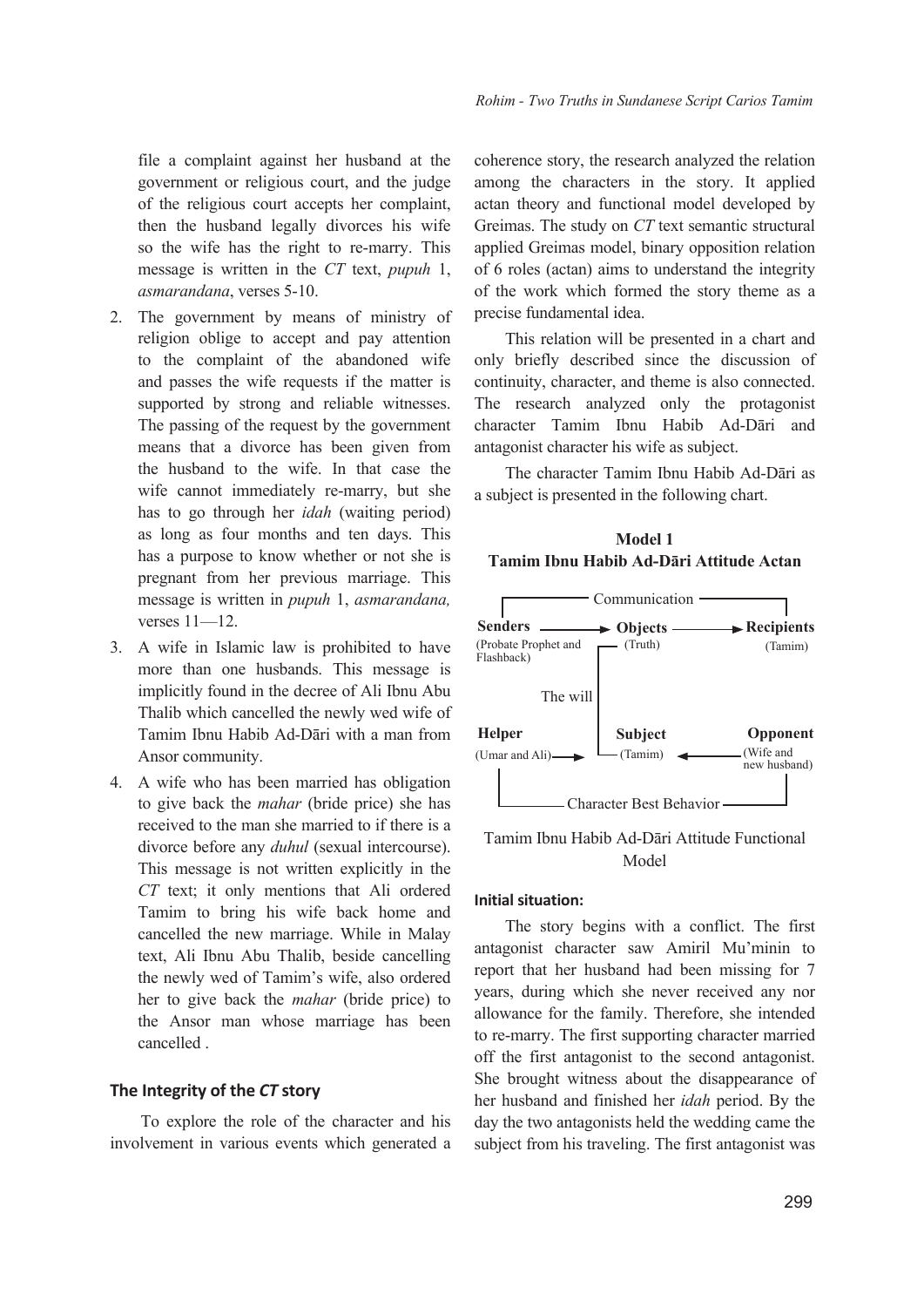file a complaint against her husband at the government or religious court, and the judge of the religious court accepts her complaint, then the husband legally divorces his wife so the wife has the right to re-marry. This message is written in the *CT* text, *pupuh* 1, *asmarandana*, verses 5-10.

2. The government by means of ministry of religion oblige to accept and pay attention to the complaint of the abandoned wife and passes the wife requests if the matter is supported by strong and reliable witnesses. The passing of the request by the government means that a divorce has been given from the husband to the wife. In that case the wife cannot immediately re-marry, but she has to go through her *idah* (waiting period) as long as four months and ten days. This has a purpose to know whether or not she is pregnant from her previous marriage. This message is written in *pupuh* 1, *asmarandana,* verses 11—12.
3. A wife in Islamic law is prohibited to have more than one husbands. This message is implicitly found in the decree of Ali Ibnu Abu Thalib which cancelled the newly wed wife of Tamim Ibnu Habib Ad-Dāri with a man from Ansor community.
4. A wife who has been married has obligation to give back the *mahar* (bride price) she has received to the man she married to if there is a divorce before any *duhul* (sexual intercourse). This message is not written explicitly in the *CT* text; it only mentions that Ali ordered Tamim to bring his wife back home and cancelled the new marriage. While in Malay text, Ali Ibnu Abu Thalib, beside cancelling the newly wed of Tamim's wife, also ordered her to give back the *mahar* (bride price) to the Ansor man whose marriage has been cancelled .

## The Integrity of the *CT* story

To explore the role of the character and his involvement in various events which generated a coherence story, the research analyzed the relation among the characters in the story. It applied actan theory and functional model developed by Greimas. The study on *CT* text semantic structural applied Greimas model, binary opposition relation of 6 roles (actan) aims to understand the integrity of the work which formed the story theme as a precise fundamental idea.

This relation will be presented in a chart and only briefly described since the discussion of continuity, character, and theme is also connected. The research analyzed only the protagonist character Tamim Ibnu Habib Ad-Dāri and antagonist character his wife as subject.

The character Tamim Ibnu Habib Ad-Dāri as a subject is presented in the following chart.

**Model 1**
**Tamim Ibnu Habib Ad-Dāri Attitude Actan**

Communication

**Senders** (Probate Prophet and Flashback) → **Objects** (Truth) → **Recipients** (Tamim)

The will

**Helper** (Umar and Ali) → **Subject** (Tamim) ← **Opponent** (Wife and new husband)

Character Best Behavior

Tamim Ibnu Habib Ad-Dāri Attitude Functional Model

#### Initial situation:

The story begins with a conflict. The first antagonist character saw Amiril Mu'minin to report that her husband had been missing for 7 years, during which she never received any nor allowance for the family. Therefore, she intended to re-marry. The first supporting character married off the first antagonist to the second antagonist. She brought witness about the disappearance of her husband and finished her *idah* period. By the day the two antagonists held the wedding came the subject from his traveling. The first antagonist was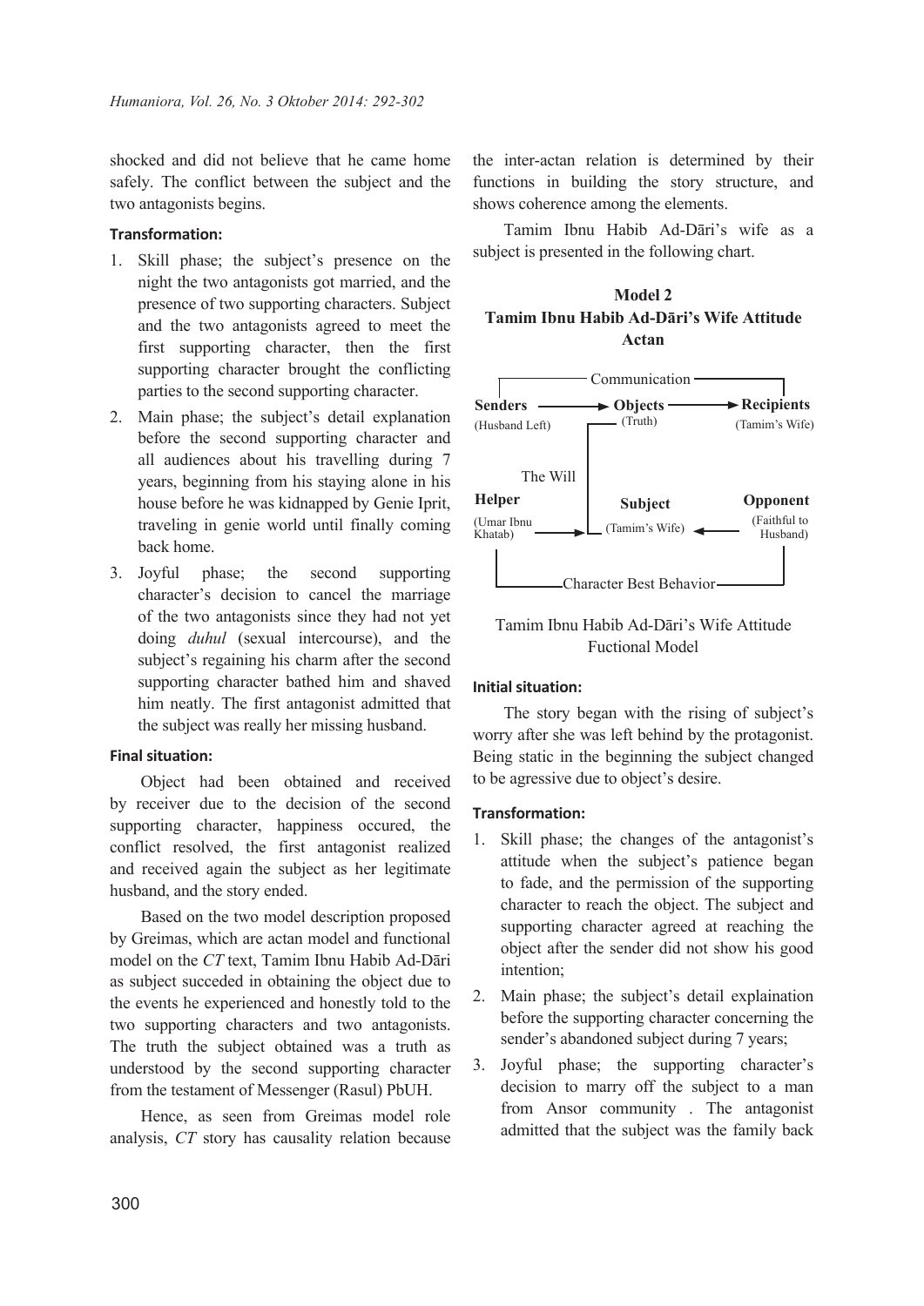shocked and did not believe that he came home safely. The conflict between the subject and the two antagonists begins.

**Transformation:**

1. Skill phase; the subject's presence on the night the two antagonists got married, and the presence of two supporting characters. Subject and the two antagonists agreed to meet the first supporting character, then the first supporting character brought the conflicting parties to the second supporting character.
2. Main phase; the subject's detail explanation before the second supporting character and all audiences about his travelling during 7 years, beginning from his staying alone in his house before he was kidnapped by Genie Iprit, traveling in genie world until finally coming back home.
3. Joyful phase; the second supporting character's decision to cancel the marriage of the two antagonists since they had not yet doing *duhul* (sexual intercourse), and the subject's regaining his charm after the second supporting character bathed him and shaved him neatly. The first antagonist admitted that the subject was really her missing husband.

**Final situation:**

Object had been obtained and received by receiver due to the decision of the second supporting character, happiness occured, the conflict resolved, the first antagonist realized and received again the subject as her legitimate husband, and the story ended.

Based on the two model description proposed by Greimas, which are actan model and functional model on the *CT* text, Tamim Ibnu Habib Ad-Dāri as subject succeded in obtaining the object due to the events he experienced and honestly told to the two supporting characters and two antagonists. The truth the subject obtained was a truth as understood by the second supporting character from the testament of Messenger (Rasul) PbUH.

Hence, as seen from Greimas model role analysis, *CT* story has causality relation because the inter-actan relation is determined by their functions in building the story structure, and shows coherence among the elements.

Tamim Ibnu Habib Ad-Dāri's wife as a subject is presented in the following chart.

**Model 2**
**Tamim Ibnu Habib Ad-Dāri's Wife Attitude Actan**

Communication

**Senders** (Husband Left) → **Objects** (Truth) → **Recipients** (Tamim's Wife)

The Will

**Helper** (Umar Ibnu Khatab) → **Subject** (Tamim's Wife) ← **Opponent** (Faithful to Husband)

Character Best Behavior

Tamim Ibnu Habib Ad-Dāri's Wife Attitude Fuctional Model

**Initial situation:**

The story began with the rising of subject's worry after she was left behind by the protagonist. Being static in the beginning the subject changed to be agressive due to object's desire.

**Transformation:**

1. Skill phase; the changes of the antagonist's attitude when the subject's patience began to fade, and the permission of the supporting character to reach the object. The subject and supporting character agreed at reaching the object after the sender did not show his good intention;
2. Main phase; the subject's detail explaination before the supporting character concerning the sender's abandoned subject during 7 years;
3. Joyful phase; the supporting character's decision to marry off the subject to a man from Ansor community . The antagonist admitted that the subject was the family back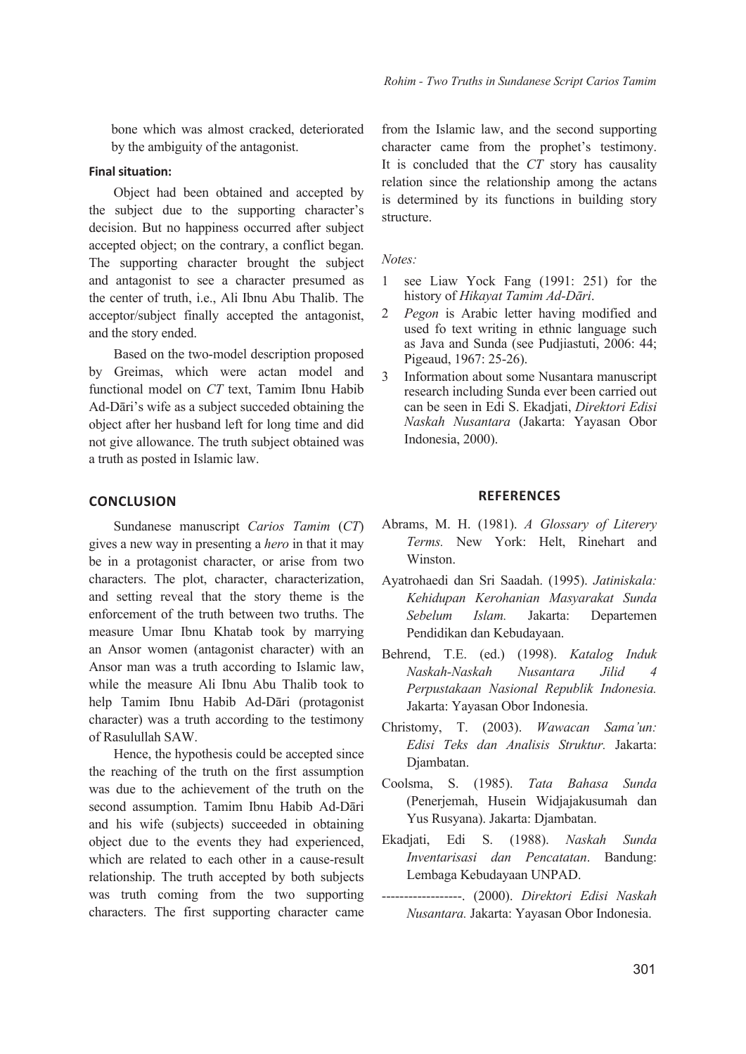bone which was almost cracked, deteriorated by the ambiguity of the antagonist.

**Final situation:**

Object had been obtained and accepted by the subject due to the supporting character's decision. But no happiness occurred after subject accepted object; on the contrary, a conflict began. The supporting character brought the subject and antagonist to see a character presumed as the center of truth, i.e., Ali Ibnu Abu Thalib. The acceptor/subject finally accepted the antagonist, and the story ended.

Based on the two-model description proposed by Greimas, which were actan model and functional model on *CT* text, Tamim Ibnu Habib Ad-Dāri's wife as a subject succeded obtaining the object after her husband left for long time and did not give allowance. The truth subject obtained was a truth as posted in Islamic law.

## CONCLUSION

Sundanese manuscript *Carios Tamim* (*CT*) gives a new way in presenting a *hero* in that it may be in a protagonist character, or arise from two characters. The plot, character, characterization, and setting reveal that the story theme is the enforcement of the truth between two truths. The measure Umar Ibnu Khatab took by marrying an Ansor women (antagonist character) with an Ansor man was a truth according to Islamic law, while the measure Ali Ibnu Abu Thalib took to help Tamim Ibnu Habib Ad-Dāri (protagonist character) was a truth according to the testimony of Rasulullah SAW.

Hence, the hypothesis could be accepted since the reaching of the truth on the first assumption was due to the achievement of the truth on the second assumption. Tamim Ibnu Habib Ad-Dāri and his wife (subjects) succeeded in obtaining object due to the events they had experienced, which are related to each other in a cause-result relationship. The truth accepted by both subjects was truth coming from the two supporting characters. The first supporting character came from the Islamic law, and the second supporting character came from the prophet's testimony. It is concluded that the *CT* story has causality relation since the relationship among the actans is determined by its functions in building story structure.

*Notes:*

1. see Liaw Yock Fang (1991: 251) for the history of *Hikayat Tamim Ad-Dāri*.
2. *Pegon* is Arabic letter having modified and used fo text writing in ethnic language such as Java and Sunda (see Pudjiastuti, 2006: 44; Pigeaud, 1967: 25-26).
3. Information about some Nusantara manuscript research including Sunda ever been carried out can be seen in Edi S. Ekadjati, *Direktori Edisi Naskah Nusantara* (Jakarta: Yayasan Obor Indonesia, 2000).

## REFERENCES

Abrams, M. H. (1981). *A Glossary of Literery Terms.* New York: Helt, Rinehart and Winston.

Ayatrohaedi dan Sri Saadah. (1995). *Jatiniskala: Kehidupan Kerohanian Masyarakat Sunda Sebelum Islam.* Jakarta: Departemen Pendidikan dan Kebudayaan.

Behrend, T.E. (ed.) (1998). *Katalog Induk Naskah-Naskah Nusantara Jilid 4 Perpustakaan Nasional Republik Indonesia.* Jakarta: Yayasan Obor Indonesia.

Christomy, T. (2003). *Wawacan Sama'un: Edisi Teks dan Analisis Struktur.* Jakarta: Djambatan.

Coolsma, S. (1985). *Tata Bahasa Sunda* (Penerjemah, Husein Widjajakusumah dan Yus Rusyana). Jakarta: Djambatan.

Ekadjati, Edi S. (1988). *Naskah Sunda Inventarisasi dan Pencatatan*. Bandung: Lembaga Kebudayaan UNPAD.

------------------. (2000). *Direktori Edisi Naskah Nusantara.* Jakarta: Yayasan Obor Indonesia.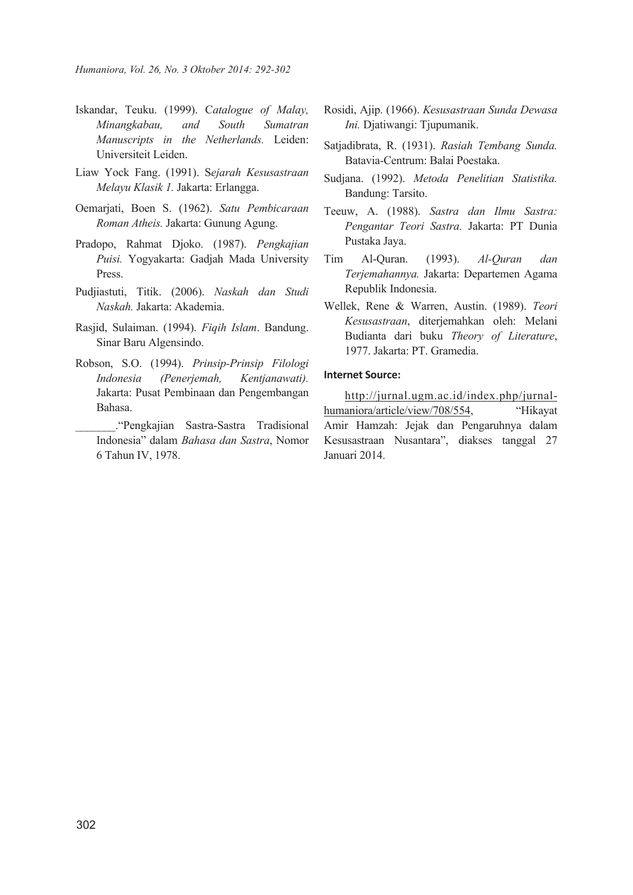Iskandar, Teuku. (1999). *Catalogue of Malay, Minangkabau, and South Sumatran Manuscripts in the Netherlands.* Leiden: Universiteit Leiden.

Liaw Yock Fang. (1991). *Sejarah Kesusastraan Melayu Klasik 1.* Jakarta: Erlangga.

Oemarjati, Boen S. (1962). *Satu Pembicaraan Roman Atheis.* Jakarta: Gunung Agung.

Pradopo, Rahmat Djoko. (1987). *Pengkajian Puisi.* Yogyakarta: Gadjah Mada University Press.

Pudjiastuti, Titik. (2006). *Naskah dan Studi Naskah.* Jakarta: Akademia.

Rasjid, Sulaiman. (1994). *Fiqih Islam*. Bandung. Sinar Baru Algensindo.

Robson, S.O. (1994). *Prinsip-Prinsip Filologi Indonesia (Penerjemah, Kentjanawati).* Jakarta: Pusat Pembinaan dan Pengembangan Bahasa.

_______."Pengkajian Sastra-Sastra Tradisional Indonesia" dalam *Bahasa dan Sastra*, Nomor 6 Tahun IV, 1978.

Rosidi, Ajip. (1966). *Kesusastraan Sunda Dewasa Ini.* Djatiwangi: Tjupumanik.

Satjadibrata, R. (1931). *Rasiah Tembang Sunda.* Batavia-Centrum: Balai Poestaka.

Sudjana. (1992). *Metoda Penelitian Statistika.* Bandung: Tarsito.

Teeuw, A. (1988). *Sastra dan Ilmu Sastra: Pengantar Teori Sastra.* Jakarta: PT Dunia Pustaka Jaya.

Tim Al-Quran. (1993). *Al-Quran dan Terjemahannya.* Jakarta: Departemen Agama Republik Indonesia.

Wellek, Rene & Warren, Austin. (1989). *Teori Kesusastraan*, diterjemahkan oleh: Melani Budianta dari buku *Theory of Literature*, 1977. Jakarta: PT. Gramedia.

**Internet Source:**

http://jurnal.ugm.ac.id/index.php/jurnal-humaniora/article/view/708/554, "Hikayat Amir Hamzah: Jejak dan Pengaruhnya dalam Kesusastraan Nusantara", diakses tanggal 27 Januari 2014.